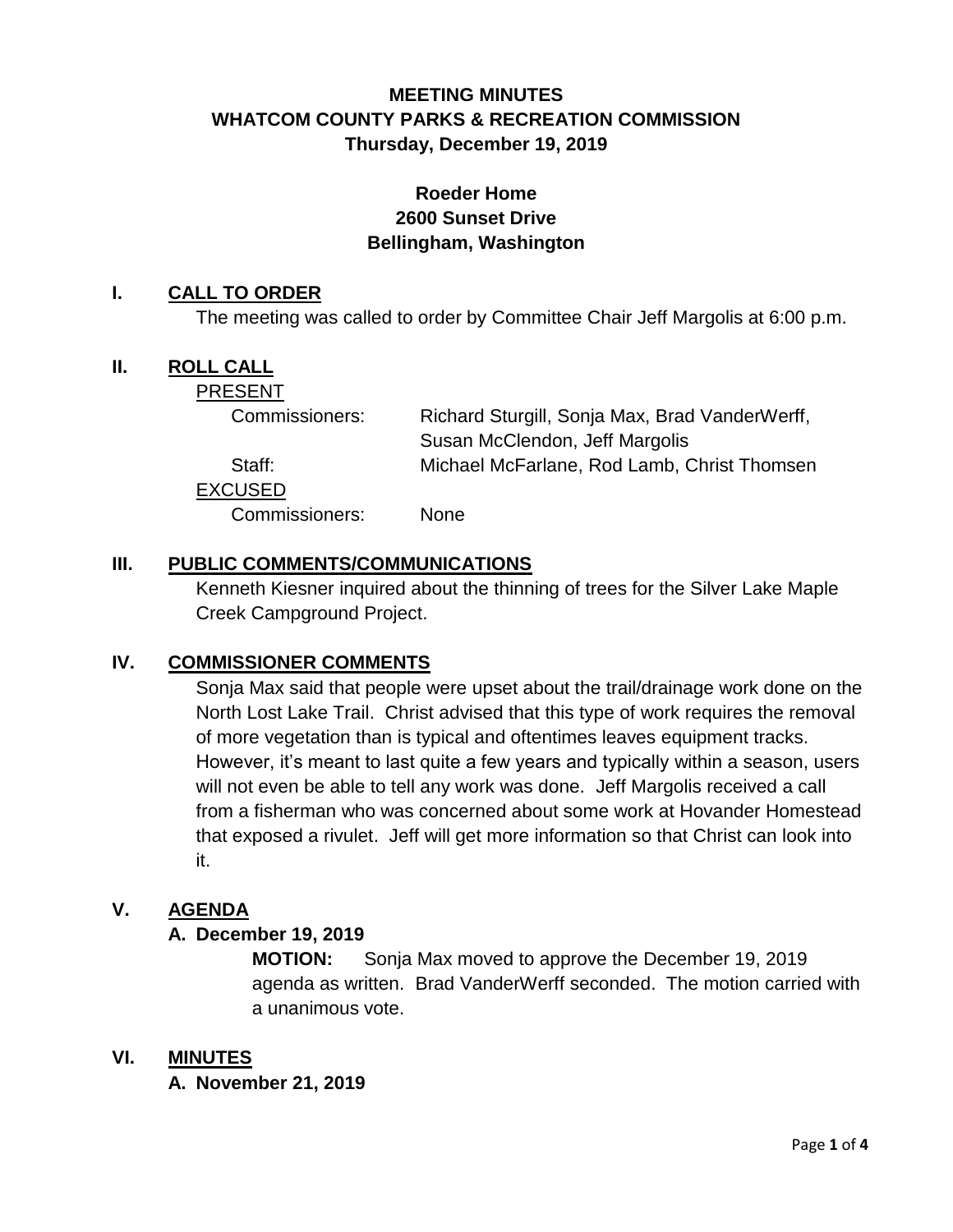# MEETING MINUTES
# WHATCOM COUNTY PARKS & RECREATION COMMISSION
### Thursday, December 19, 2019

### Roeder Home
### 2600 Sunset Drive
### Bellingham, Washington

## I. CALL TO ORDER

The meeting was called to order by Committee Chair Jeff Margolis at 6:00 p.m.

## II. ROLL CALL

PRESENT

| | |
|---|---|
| Commissioners: | Richard Sturgill, Sonja Max, Brad VanderWerff, Susan McClendon, Jeff Margolis |
| Staff: | Michael McFarlane, Rod Lamb, Christ Thomsen |

EXCUSED

| | |
|---|---|
| Commissioners: | None |

## III. PUBLIC COMMENTS/COMMUNICATIONS

Kenneth Kiesner inquired about the thinning of trees for the Silver Lake Maple Creek Campground Project.

## IV. COMMISSIONER COMMENTS

Sonja Max said that people were upset about the trail/drainage work done on the North Lost Lake Trail. Christ advised that this type of work requires the removal of more vegetation than is typical and oftentimes leaves equipment tracks. However, it's meant to last quite a few years and typically within a season, users will not even be able to tell any work was done. Jeff Margolis received a call from a fisherman who was concerned about some work at Hovander Homestead that exposed a rivulet. Jeff will get more information so that Christ can look into it.

## V. AGENDA

### A. December 19, 2019

**MOTION:** Sonja Max moved to approve the December 19, 2019 agenda as written. Brad VanderWerff seconded. The motion carried with a unanimous vote.

## VI. MINUTES

### A. November 21, 2019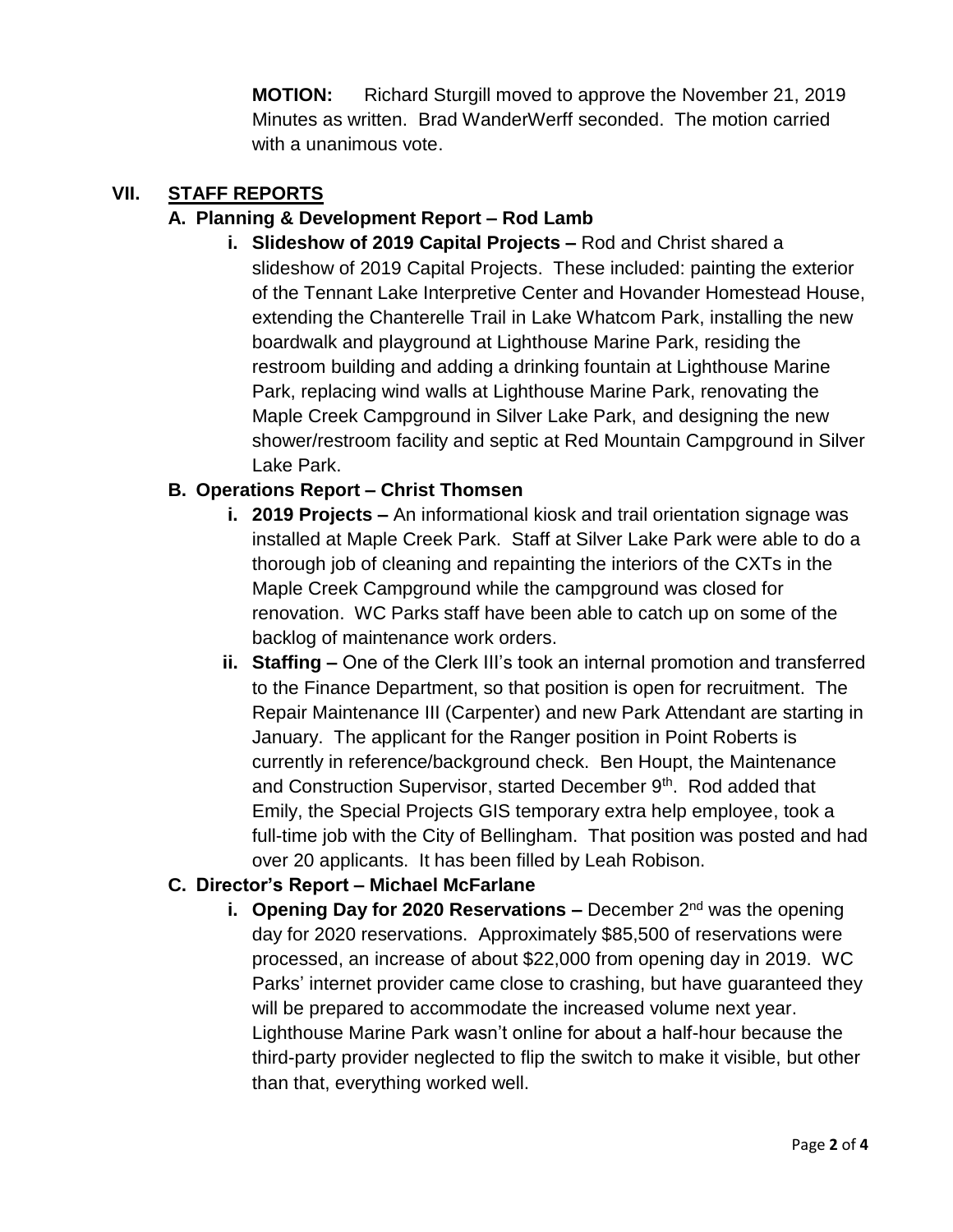**MOTION:** Richard Sturgill moved to approve the November 21, 2019 Minutes as written. Brad WanderWerff seconded. The motion carried with a unanimous vote.

## VII. STAFF REPORTS

### A. Planning & Development Report – Rod Lamb

i. **Slideshow of 2019 Capital Projects –** Rod and Christ shared a slideshow of 2019 Capital Projects. These included: painting the exterior of the Tennant Lake Interpretive Center and Hovander Homestead House, extending the Chanterelle Trail in Lake Whatcom Park, installing the new boardwalk and playground at Lighthouse Marine Park, residing the restroom building and adding a drinking fountain at Lighthouse Marine Park, replacing wind walls at Lighthouse Marine Park, renovating the Maple Creek Campground in Silver Lake Park, and designing the new shower/restroom facility and septic at Red Mountain Campground in Silver Lake Park.

### B. Operations Report – Christ Thomsen

i. **2019 Projects –** An informational kiosk and trail orientation signage was installed at Maple Creek Park. Staff at Silver Lake Park were able to do a thorough job of cleaning and repainting the interiors of the CXTs in the Maple Creek Campground while the campground was closed for renovation. WC Parks staff have been able to catch up on some of the backlog of maintenance work orders.

ii. **Staffing –** One of the Clerk III's took an internal promotion and transferred to the Finance Department, so that position is open for recruitment. The Repair Maintenance III (Carpenter) and new Park Attendant are starting in January. The applicant for the Ranger position in Point Roberts is currently in reference/background check. Ben Houpt, the Maintenance and Construction Supervisor, started December 9th. Rod added that Emily, the Special Projects GIS temporary extra help employee, took a full-time job with the City of Bellingham. That position was posted and had over 20 applicants. It has been filled by Leah Robison.

### C. Director's Report – Michael McFarlane

i. **Opening Day for 2020 Reservations –** December 2nd was the opening day for 2020 reservations. Approximately $85,500 of reservations were processed, an increase of about $22,000 from opening day in 2019. WC Parks' internet provider came close to crashing, but have guaranteed they will be prepared to accommodate the increased volume next year. Lighthouse Marine Park wasn't online for about a half-hour because the third-party provider neglected to flip the switch to make it visible, but other than that, everything worked well.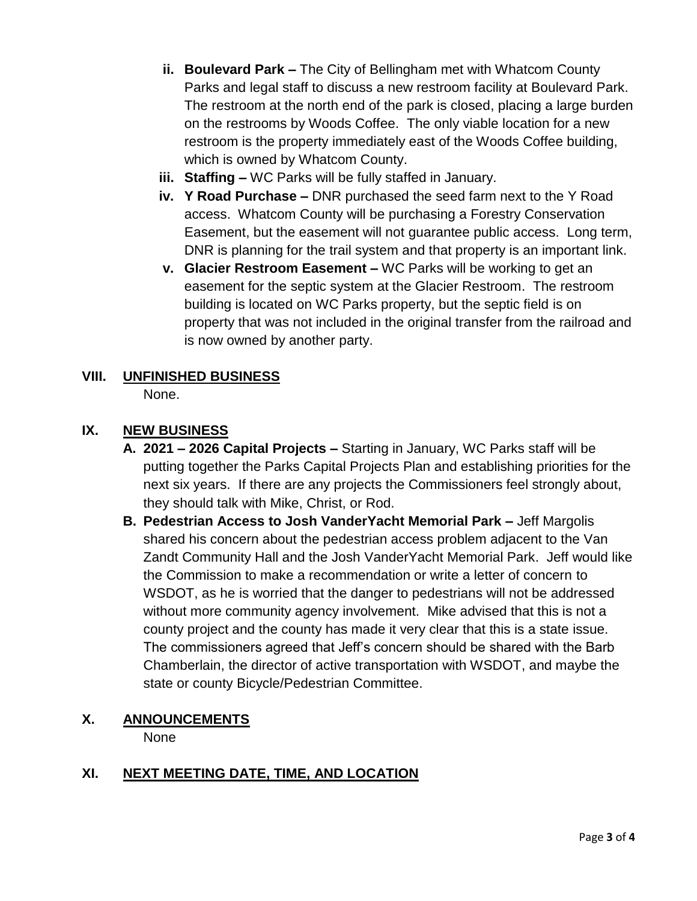ii. **Boulevard Park –** The City of Bellingham met with Whatcom County Parks and legal staff to discuss a new restroom facility at Boulevard Park. The restroom at the north end of the park is closed, placing a large burden on the restrooms by Woods Coffee. The only viable location for a new restroom is the property immediately east of the Woods Coffee building, which is owned by Whatcom County.

iii. **Staffing –** WC Parks will be fully staffed in January.

iv. **Y Road Purchase –** DNR purchased the seed farm next to the Y Road access. Whatcom County will be purchasing a Forestry Conservation Easement, but the easement will not guarantee public access. Long term, DNR is planning for the trail system and that property is an important link.

v. **Glacier Restroom Easement –** WC Parks will be working to get an easement for the septic system at the Glacier Restroom. The restroom building is located on WC Parks property, but the septic field is on property that was not included in the original transfer from the railroad and is now owned by another party.

## VIII. UNFINISHED BUSINESS

None.

## IX. NEW BUSINESS

**A. 2021 – 2026 Capital Projects –** Starting in January, WC Parks staff will be putting together the Parks Capital Projects Plan and establishing priorities for the next six years. If there are any projects the Commissioners feel strongly about, they should talk with Mike, Christ, or Rod.

**B. Pedestrian Access to Josh VanderYacht Memorial Park –** Jeff Margolis shared his concern about the pedestrian access problem adjacent to the Van Zandt Community Hall and the Josh VanderYacht Memorial Park. Jeff would like the Commission to make a recommendation or write a letter of concern to WSDOT, as he is worried that the danger to pedestrians will not be addressed without more community agency involvement. Mike advised that this is not a county project and the county has made it very clear that this is a state issue. The commissioners agreed that Jeff's concern should be shared with the Barb Chamberlain, the director of active transportation with WSDOT, and maybe the state or county Bicycle/Pedestrian Committee.

## X. ANNOUNCEMENTS

None

## XI. NEXT MEETING DATE, TIME, AND LOCATION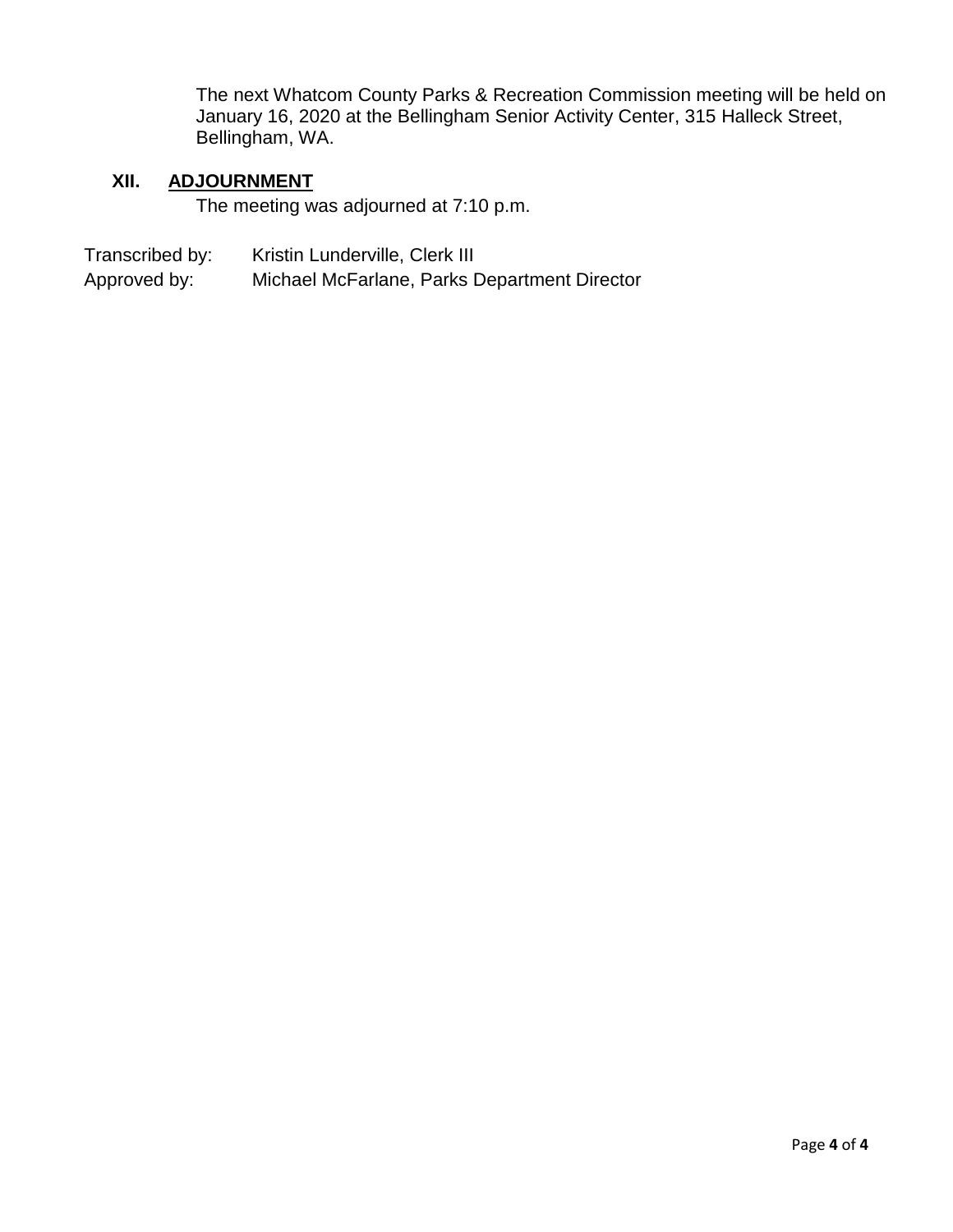The next Whatcom County Parks & Recreation Commission meeting will be held on January 16, 2020 at the Bellingham Senior Activity Center, 315 Halleck Street, Bellingham, WA.

## XII. ADJOURNMENT

The meeting was adjourned at 7:10 p.m.

Transcribed by: Kristin Lunderville, Clerk III
Approved by: Michael McFarlane, Parks Department Director